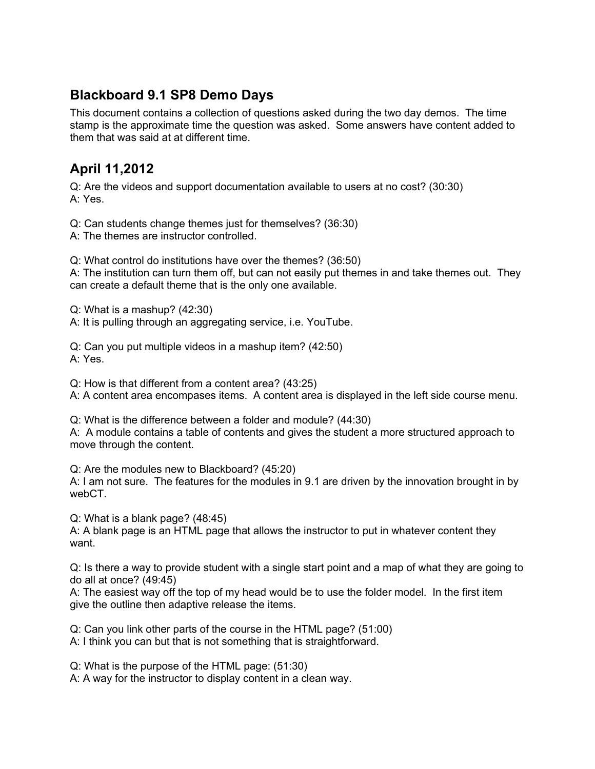## Blackboard 9.1 SP8 Demo Days

This document contains a collection of questions asked during the two day demos. The time stamp is the approximate time the question was asked. Some answers have content added to them that was said at at different time.

## April 11,2012

Q: Are the videos and support documentation available to users at no cost? (30:30)
A: Yes.

Q: Can students change themes just for themselves? (36:30)
A: The themes are instructor controlled.

Q: What control do institutions have over the themes? (36:50)
A: The institution can turn them off, but can not easily put themes in and take themes out. They can create a default theme that is the only one available.

Q: What is a mashup? (42:30)
A: It is pulling through an aggregating service, i.e. YouTube.

Q: Can you put multiple videos in a mashup item? (42:50)
A: Yes.

Q: How is that different from a content area? (43:25)
A: A content area encompases items. A content area is displayed in the left side course menu.

Q: What is the difference between a folder and module? (44:30)
A: A module contains a table of contents and gives the student a more structured approach to move through the content.

Q: Are the modules new to Blackboard? (45:20)
A: I am not sure. The features for the modules in 9.1 are driven by the innovation brought in by webCT.

Q: What is a blank page? (48:45)
A: A blank page is an HTML page that allows the instructor to put in whatever content they want.

Q: Is there a way to provide student with a single start point and a map of what they are going to do all at once? (49:45)
A: The easiest way off the top of my head would be to use the folder model. In the first item give the outline then adaptive release the items.

Q: Can you link other parts of the course in the HTML page? (51:00)
A: I think you can but that is not something that is straightforward.

Q: What is the purpose of the HTML page: (51:30)
A: A way for the instructor to display content in a clean way.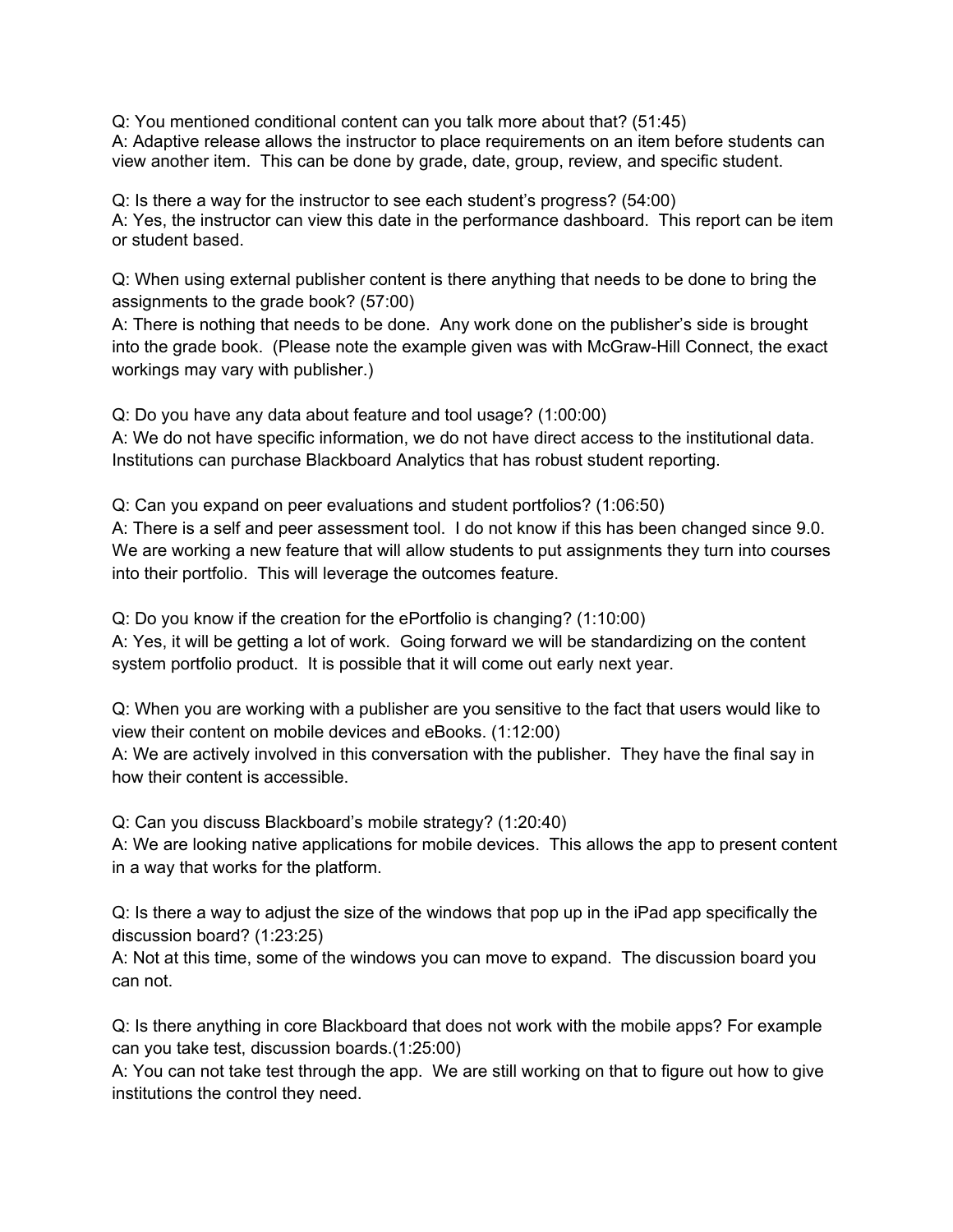Q: You mentioned conditional content can you talk more about that? (51:45)
A: Adaptive release allows the instructor to place requirements on an item before students can view another item. This can be done by grade, date, group, review, and specific student.

Q: Is there a way for the instructor to see each student's progress? (54:00)
A: Yes, the instructor can view this date in the performance dashboard. This report can be item or student based.

Q: When using external publisher content is there anything that needs to be done to bring the assignments to the grade book? (57:00)
A: There is nothing that needs to be done. Any work done on the publisher's side is brought into the grade book. (Please note the example given was with McGraw-Hill Connect, the exact workings may vary with publisher.)

Q: Do you have any data about feature and tool usage? (1:00:00)
A: We do not have specific information, we do not have direct access to the institutional data. Institutions can purchase Blackboard Analytics that has robust student reporting.

Q: Can you expand on peer evaluations and student portfolios? (1:06:50)
A: There is a self and peer assessment tool. I do not know if this has been changed since 9.0. We are working a new feature that will allow students to put assignments they turn into courses into their portfolio. This will leverage the outcomes feature.

Q: Do you know if the creation for the ePortfolio is changing? (1:10:00)
A: Yes, it will be getting a lot of work. Going forward we will be standardizing on the content system portfolio product. It is possible that it will come out early next year.

Q: When you are working with a publisher are you sensitive to the fact that users would like to view their content on mobile devices and eBooks. (1:12:00)
A: We are actively involved in this conversation with the publisher. They have the final say in how their content is accessible.

Q: Can you discuss Blackboard's mobile strategy? (1:20:40)
A: We are looking native applications for mobile devices. This allows the app to present content in a way that works for the platform.

Q: Is there a way to adjust the size of the windows that pop up in the iPad app specifically the discussion board? (1:23:25)
A: Not at this time, some of the windows you can move to expand. The discussion board you can not.

Q: Is there anything in core Blackboard that does not work with the mobile apps? For example can you take test, discussion boards.(1:25:00)
A: You can not take test through the app. We are still working on that to figure out how to give institutions the control they need.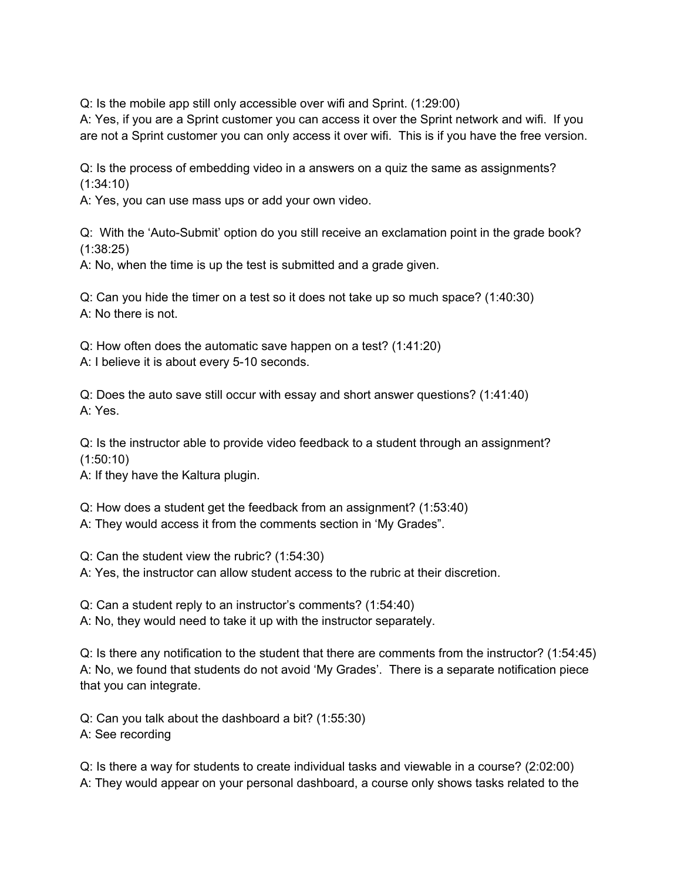Q: Is the mobile app still only accessible over wifi and Sprint. (1:29:00)
A: Yes, if you are a Sprint customer you can access it over the Sprint network and wifi. If you are not a Sprint customer you can only access it over wifi. This is if you have the free version.

Q: Is the process of embedding video in a answers on a quiz the same as assignments? (1:34:10)
A: Yes, you can use mass ups or add your own video.

Q: With the 'Auto-Submit' option do you still receive an exclamation point in the grade book? (1:38:25)
A: No, when the time is up the test is submitted and a grade given.

Q: Can you hide the timer on a test so it does not take up so much space? (1:40:30)
A: No there is not.

Q: How often does the automatic save happen on a test? (1:41:20)
A: I believe it is about every 5-10 seconds.

Q: Does the auto save still occur with essay and short answer questions? (1:41:40)
A: Yes.

Q: Is the instructor able to provide video feedback to a student through an assignment? (1:50:10)
A: If they have the Kaltura plugin.

Q: How does a student get the feedback from an assignment? (1:53:40)
A: They would access it from the comments section in 'My Grades".

Q: Can the student view the rubric? (1:54:30)
A: Yes, the instructor can allow student access to the rubric at their discretion.

Q: Can a student reply to an instructor's comments? (1:54:40)
A: No, they would need to take it up with the instructor separately.

Q: Is there any notification to the student that there are comments from the instructor? (1:54:45)
A: No, we found that students do not avoid 'My Grades'. There is a separate notification piece that you can integrate.

Q: Can you talk about the dashboard a bit? (1:55:30)
A: See recording

Q: Is there a way for students to create individual tasks and viewable in a course? (2:02:00)
A: They would appear on your personal dashboard, a course only shows tasks related to the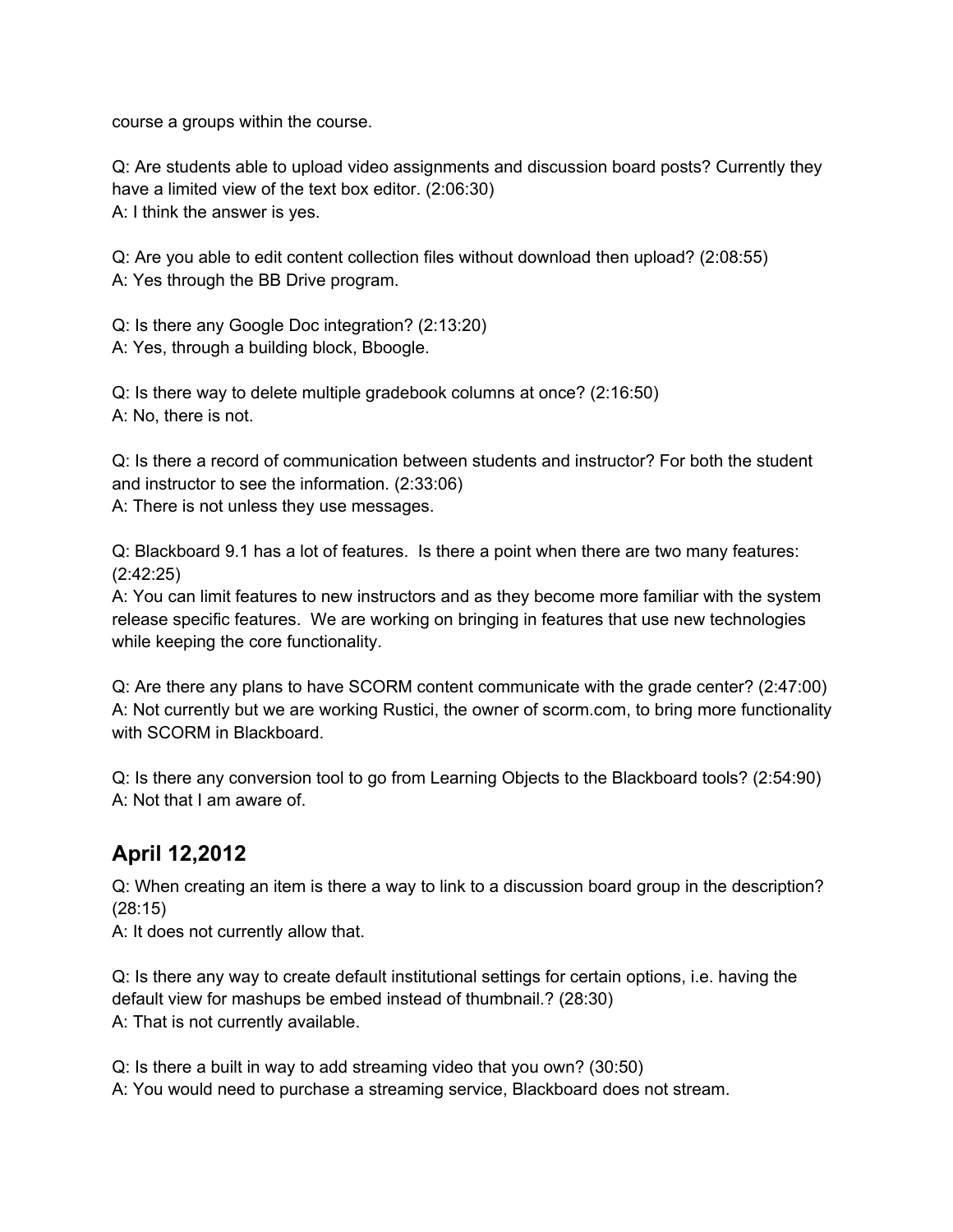course a groups within the course.

Q: Are students able to upload video assignments and discussion board posts? Currently they have a limited view of the text box editor. (2:06:30)
A: I think the answer is yes.

Q: Are you able to edit content collection files without download then upload? (2:08:55)
A: Yes through the BB Drive program.

Q: Is there any Google Doc integration? (2:13:20)
A: Yes, through a building block, Bboogle.

Q: Is there way to delete multiple gradebook columns at once? (2:16:50)
A: No, there is not.

Q: Is there a record of communication between students and instructor? For both the student and instructor to see the information. (2:33:06)
A: There is not unless they use messages.

Q: Blackboard 9.1 has a lot of features. Is there a point when there are two many features: (2:42:25)
A: You can limit features to new instructors and as they become more familiar with the system release specific features. We are working on bringing in features that use new technologies while keeping the core functionality.

Q: Are there any plans to have SCORM content communicate with the grade center? (2:47:00)
A: Not currently but we are working Rustici, the owner of scorm.com, to bring more functionality with SCORM in Blackboard.

Q: Is there any conversion tool to go from Learning Objects to the Blackboard tools? (2:54:90)
A: Not that I am aware of.

## April 12,2012

Q: When creating an item is there a way to link to a discussion board group in the description? (28:15)
A: It does not currently allow that.

Q: Is there any way to create default institutional settings for certain options, i.e. having the default view for mashups be embed instead of thumbnail.? (28:30)
A: That is not currently available.

Q: Is there a built in way to add streaming video that you own? (30:50)
A: You would need to purchase a streaming service, Blackboard does not stream.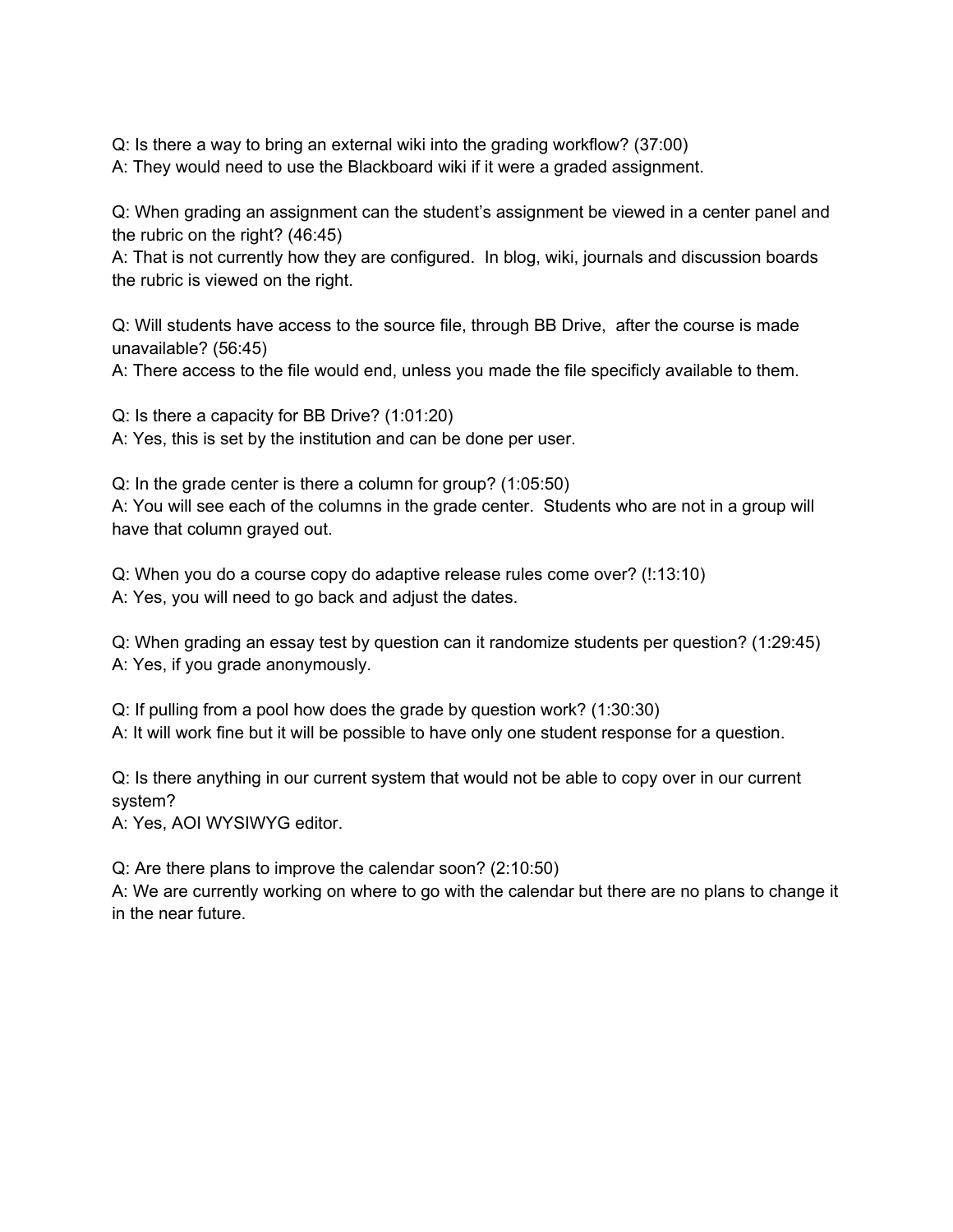Q: Is there a way to bring an external wiki into the grading workflow? (37:00)
A: They would need to use the Blackboard wiki if it were a graded assignment.

Q: When grading an assignment can the student's assignment be viewed in a center panel and the rubric on the right? (46:45)
A: That is not currently how they are configured. In blog, wiki, journals and discussion boards the rubric is viewed on the right.

Q: Will students have access to the source file, through BB Drive, after the course is made unavailable? (56:45)
A: There access to the file would end, unless you made the file specificly available to them.

Q: Is there a capacity for BB Drive? (1:01:20)
A: Yes, this is set by the institution and can be done per user.

Q: In the grade center is there a column for group? (1:05:50)
A: You will see each of the columns in the grade center. Students who are not in a group will have that column grayed out.

Q: When you do a course copy do adaptive release rules come over? (!:13:10)
A: Yes, you will need to go back and adjust the dates.

Q: When grading an essay test by question can it randomize students per question? (1:29:45)
A: Yes, if you grade anonymously.

Q: If pulling from a pool how does the grade by question work? (1:30:30)
A: It will work fine but it will be possible to have only one student response for a question.

Q: Is there anything in our current system that would not be able to copy over in our current system?
A: Yes, AOI WYSIWYG editor.

Q: Are there plans to improve the calendar soon? (2:10:50)
A: We are currently working on where to go with the calendar but there are no plans to change it in the near future.